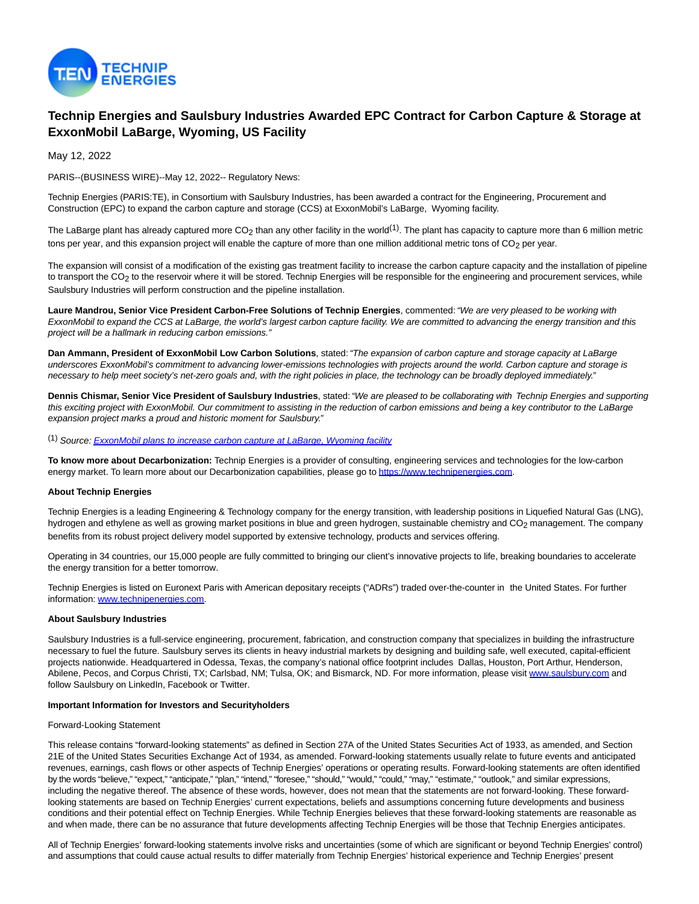# Technip Energies and Saulsbury Industries Awarded EPC Contract for Carbon Capture & Storage at ExxonMobil LaBarge, Wyoming, US Facility

May 12, 2022

PARIS--(BUSINESS WIRE)--May 12, 2022-- Regulatory News:

Technip Energies (PARIS:TE), in Consortium with Saulsbury Industries, has been awarded a contract for the Engineering, Procurement and Construction (EPC) to expand the carbon capture and storage (CCS) at ExxonMobil's LaBarge, Wyoming facility.

The LaBarge plant has already captured more $CO_2$ than any other facility in the world[1]. The plant has capacity to capture more than 6 million metric tons per year, and this expansion project will enable the capture of more than one million additional metric tons of $CO_2$ per year.

The expansion will consist of a modification of the existing gas treatment facility to increase the carbon capture capacity and the installation of pipeline to transport the $CO_2$ to the reservoir where it will be stored. Technip Energies will be responsible for the engineering and procurement services, while Saulsbury Industries will perform construction and the pipeline installation.

**Laure Mandrou, Senior Vice President Carbon-Free Solutions of Technip Energies**, commented: *"We are very pleased to be working with ExxonMobil to expand the CCS at LaBarge, the world's largest carbon capture facility. We are committed to advancing the energy transition and this project will be a hallmark in reducing carbon emissions."*

**Dan Ammann, President of ExxonMobil Low Carbon Solutions**, stated: *"The expansion of carbon capture and storage capacity at LaBarge underscores ExxonMobil's commitment to advancing lower-emissions technologies with projects around the world. Carbon capture and storage is necessary to help meet society's net-zero goals and, with the right policies in place, the technology can be broadly deployed immediately."*

**Dennis Chismar, Senior Vice President of Saulsbury Industries**, stated: *"We are pleased to be collaborating with Technip Energies and supporting this exciting project with ExxonMobil. Our commitment to assisting in the reduction of carbon emissions and being a key contributor to the LaBarge expansion project marks a proud and historic moment for Saulsbury."*

[1] *Source: [ExxonMobil plans to increase carbon capture at LaBarge, Wyoming facility]()*

**To know more about Decarbonization:** Technip Energies is a provider of consulting, engineering services and technologies for the low-carbon energy market. To learn more about our Decarbonization capabilities, please go to [https://www.technipenergies.com](https://www.technipenergies.com).

**About Technip Energies**

Technip Energies is a leading Engineering & Technology company for the energy transition, with leadership positions in Liquefied Natural Gas (LNG), hydrogen and ethylene as well as growing market positions in blue and green hydrogen, sustainable chemistry and $CO_2$ management. The company benefits from its robust project delivery model supported by extensive technology, products and services offering.

Operating in 34 countries, our 15,000 people are fully committed to bringing our client's innovative projects to life, breaking boundaries to accelerate the energy transition for a better tomorrow.

Technip Energies is listed on Euronext Paris with American depositary receipts ("ADRs") traded over-the-counter in the United States. For further information: [www.technipenergies.com](www.technipenergies.com).

**About Saulsbury Industries**

Saulsbury Industries is a full-service engineering, procurement, fabrication, and construction company that specializes in building the infrastructure necessary to fuel the future. Saulsbury serves its clients in heavy industrial markets by designing and building safe, well executed, capital-efficient projects nationwide. Headquartered in Odessa, Texas, the company's national office footprint includes Dallas, Houston, Port Arthur, Henderson, Abilene, Pecos, and Corpus Christi, TX; Carlsbad, NM; Tulsa, OK; and Bismarck, ND. For more information, please visit [www.saulsbury.com](www.saulsbury.com) and follow Saulsbury on LinkedIn, Facebook or Twitter.

**Important Information for Investors and Securityholders**

Forward-Looking Statement

This release contains "forward-looking statements" as defined in Section 27A of the United States Securities Act of 1933, as amended, and Section 21E of the United States Securities Exchange Act of 1934, as amended. Forward-looking statements usually relate to future events and anticipated revenues, earnings, cash flows or other aspects of Technip Energies' operations or operating results. Forward-looking statements are often identified by the words "believe," "expect," "anticipate," "plan," "intend," "foresee," "should," "would," "could," "may," "estimate," "outlook," and similar expressions, including the negative thereof. The absence of these words, however, does not mean that the statements are not forward-looking. These forward-looking statements are based on Technip Energies' current expectations, beliefs and assumptions concerning future developments and business conditions and their potential effect on Technip Energies. While Technip Energies believes that these forward-looking statements are reasonable as and when made, there can be no assurance that future developments affecting Technip Energies will be those that Technip Energies anticipates.

All of Technip Energies' forward-looking statements involve risks and uncertainties (some of which are significant or beyond Technip Energies' control) and assumptions that could cause actual results to differ materially from Technip Energies' historical experience and Technip Energies' present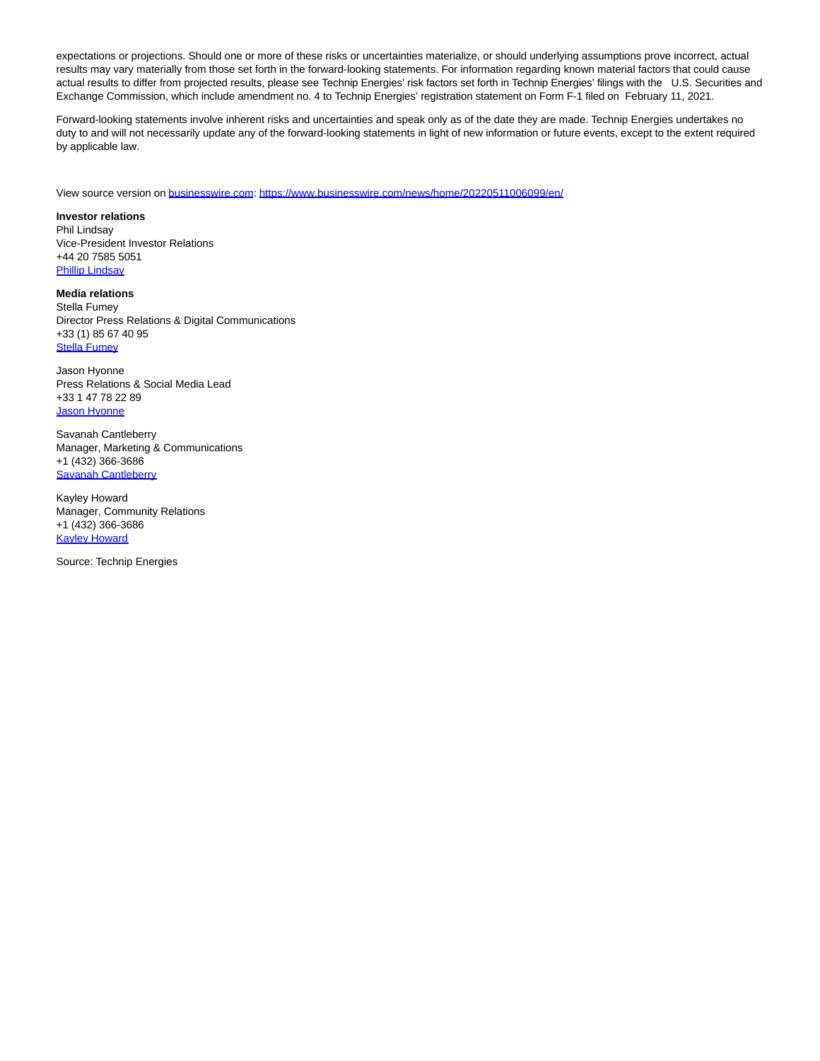expectations or projections. Should one or more of these risks or uncertainties materialize, or should underlying assumptions prove incorrect, actual results may vary materially from those set forth in the forward-looking statements. For information regarding known material factors that could cause actual results to differ from projected results, please see Technip Energies' risk factors set forth in Technip Energies' filings with the U.S. Securities and Exchange Commission, which include amendment no. 4 to Technip Energies' registration statement on Form F-1 filed on February 11, 2021.

Forward-looking statements involve inherent risks and uncertainties and speak only as of the date they are made. Technip Energies undertakes no duty to and will not necessarily update any of the forward-looking statements in light of new information or future events, except to the extent required by applicable law.

View source version on businesswire.com: https://www.businesswire.com/news/home/20220511006099/en/

**Investor relations**
Phil Lindsay
Vice-President Investor Relations
+44 20 7585 5051
Phillip Lindsay

**Media relations**
Stella Fumey
Director Press Relations & Digital Communications
+33 (1) 85 67 40 95
Stella Fumey

Jason Hyonne
Press Relations & Social Media Lead
+33 1 47 78 22 89
Jason Hyonne

Savanah Cantleberry
Manager, Marketing & Communications
+1 (432) 366-3686
Savanah Cantleberry

Kayley Howard
Manager, Community Relations
+1 (432) 366-3686
Kayley Howard

Source: Technip Energies